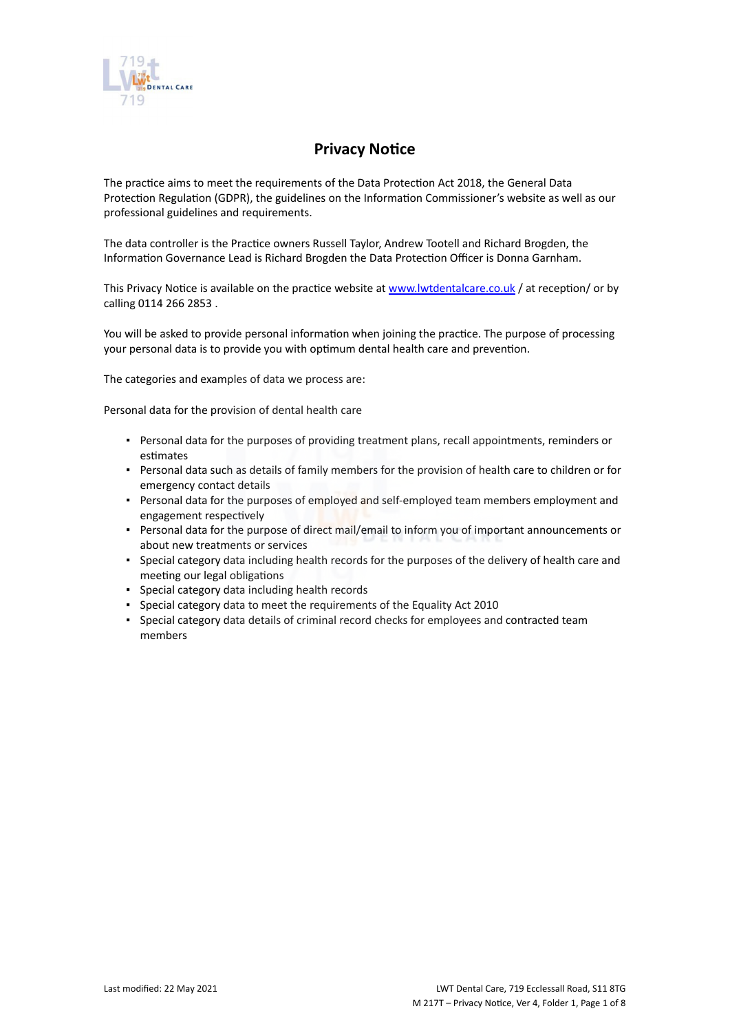# Privacy Notice

The practice aims to meet the requirements of the Data Protection Act 2018, the General Data Protection Regulation (GDPR), the guidelines on the Information Commissioner's website as well as our professional guidelines and requirements.

The data controller is the Practice owners Russell Taylor, Andrew Tootell and Richard Brogden, the Information Governance Lead is Richard Brogden the Data Protection Officer is Donna Garnham.

This Privacy Notice is available on the practice website at [www.lwtdentalcare.co.uk](http://www.lwtdentalcare.co.uk) / at reception/ or by calling 0114 266 2853 .

You will be asked to provide personal information when joining the practice. The purpose of processing your personal data is to provide you with optimum dental health care and prevention.

The categories and examples of data we process are:

Personal data for the provision of dental health care

- Personal data for the purposes of providing treatment plans, recall appointments, reminders or estimates
- Personal data such as details of family members for the provision of health care to children or for emergency contact details
- Personal data for the purposes of employed and self-employed team members employment and engagement respectively
- Personal data for the purpose of direct mail/email to inform you of important announcements or about new treatments or services
- Special category data including health records for the purposes of the delivery of health care and meeting our legal obligations
- Special category data including health records
- Special category data to meet the requirements of the Equality Act 2010
- Special category data details of criminal record checks for employees and contracted team members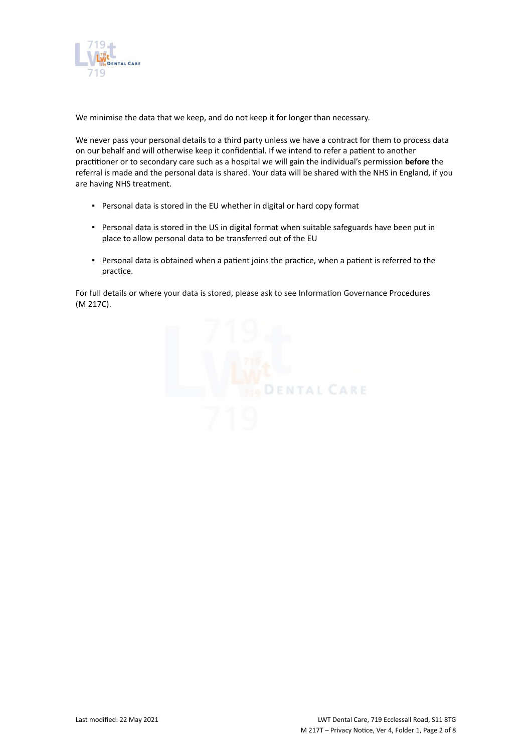We minimise the data that we keep, and do not keep it for longer than necessary.

We never pass your personal details to a third party unless we have a contract for them to process data on our behalf and will otherwise keep it confidential. If we intend to refer a patient to another practitioner or to secondary care such as a hospital we will gain the individual's permission **before** the referral is made and the personal data is shared. Your data will be shared with the NHS in England, if you are having NHS treatment.

- Personal data is stored in the EU whether in digital or hard copy format
- Personal data is stored in the US in digital format when suitable safeguards have been put in place to allow personal data to be transferred out of the EU
- Personal data is obtained when a patient joins the practice, when a patient is referred to the practice.

For full details or where your data is stored, please ask to see Information Governance Procedures (M 217C).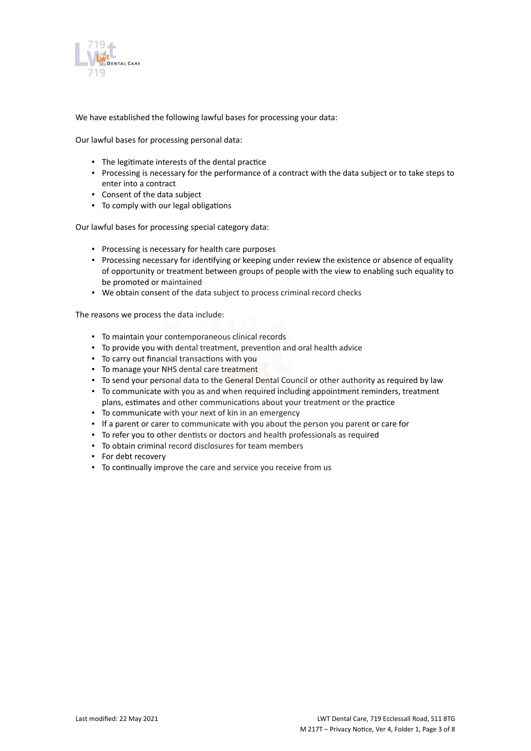We have established the following lawful bases for processing your data:

Our lawful bases for processing personal data:

- The legitimate interests of the dental practice
- Processing is necessary for the performance of a contract with the data subject or to take steps to enter into a contract
- Consent of the data subject
- To comply with our legal obligations

Our lawful bases for processing special category data:

- Processing is necessary for health care purposes
- Processing necessary for identifying or keeping under review the existence or absence of equality of opportunity or treatment between groups of people with the view to enabling such equality to be promoted or maintained
- We obtain consent of the data subject to process criminal record checks

The reasons we process the data include:

- To maintain your contemporaneous clinical records
- To provide you with dental treatment, prevention and oral health advice
- To carry out financial transactions with you
- To manage your NHS dental care treatment
- To send your personal data to the General Dental Council or other authority as required by law
- To communicate with you as and when required including appointment reminders, treatment plans, estimates and other communications about your treatment or the practice
- To communicate with your next of kin in an emergency
- If a parent or carer to communicate with you about the person you parent or care for
- To refer you to other dentists or doctors and health professionals as required
- To obtain criminal record disclosures for team members
- For debt recovery
- To continually improve the care and service you receive from us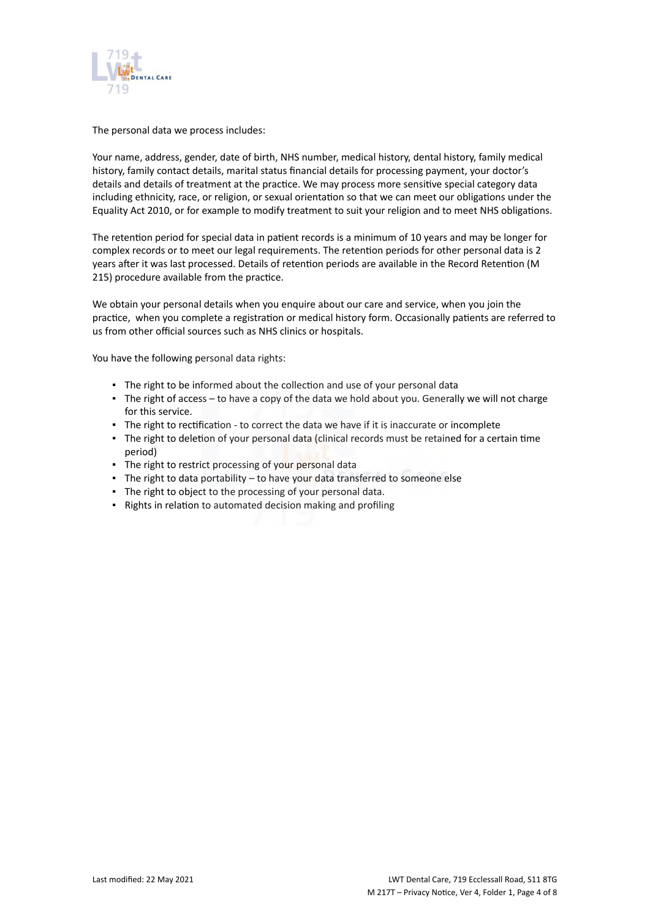The personal data we process includes:

Your name, address, gender, date of birth, NHS number, medical history, dental history, family medical history, family contact details, marital status financial details for processing payment, your doctor's details and details of treatment at the practice. We may process more sensitive special category data including ethnicity, race, or religion, or sexual orientation so that we can meet our obligations under the Equality Act 2010, or for example to modify treatment to suit your religion and to meet NHS obligations.

The retention period for special data in patient records is a minimum of 10 years and may be longer for complex records or to meet our legal requirements. The retention periods for other personal data is 2 years after it was last processed. Details of retention periods are available in the Record Retention (M 215) procedure available from the practice.

We obtain your personal details when you enquire about our care and service, when you join the practice, when you complete a registration or medical history form. Occasionally patients are referred to us from other official sources such as NHS clinics or hospitals.

You have the following personal data rights:

- The right to be informed about the collection and use of your personal data
- The right of access – to have a copy of the data we hold about you. Generally we will not charge for this service.
- The right to rectification - to correct the data we have if it is inaccurate or incomplete
- The right to deletion of your personal data (clinical records must be retained for a certain time period)
- The right to restrict processing of your personal data
- The right to data portability – to have your data transferred to someone else
- The right to object to the processing of your personal data.
- Rights in relation to automated decision making and profiling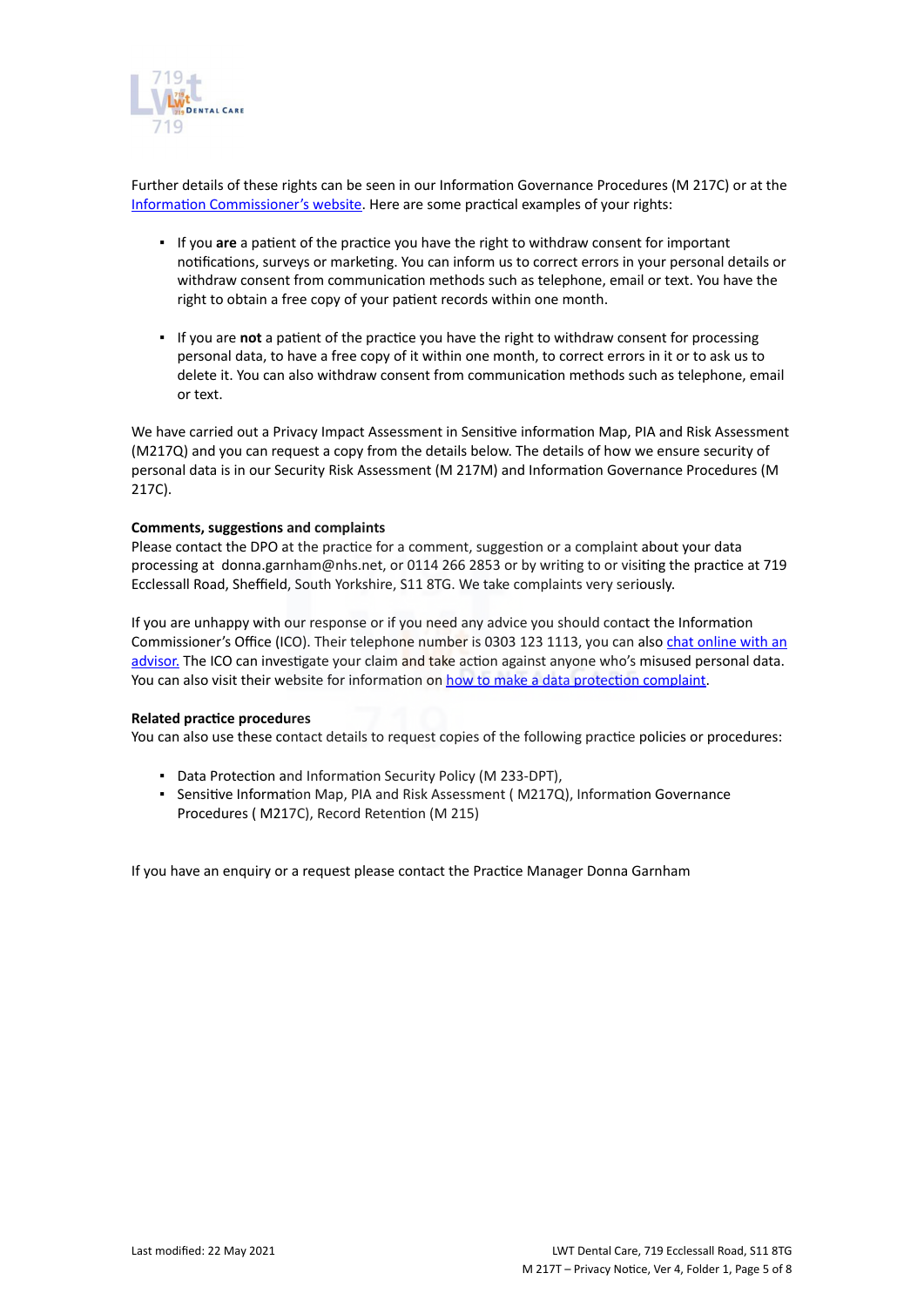Further details of these rights can be seen in our Information Governance Procedures (M 217C) or at the [Information Commissioner's website](). Here are some practical examples of your rights:

- If you **are** a patient of the practice you have the right to withdraw consent for important notifications, surveys or marketing. You can inform us to correct errors in your personal details or withdraw consent from communication methods such as telephone, email or text. You have the right to obtain a free copy of your patient records within one month.

- If you are **not** a patient of the practice you have the right to withdraw consent for processing personal data, to have a free copy of it within one month, to correct errors in it or to ask us to delete it. You can also withdraw consent from communication methods such as telephone, email or text.

We have carried out a Privacy Impact Assessment in Sensitive information Map, PIA and Risk Assessment (M217Q) and you can request a copy from the details below. The details of how we ensure security of personal data is in our Security Risk Assessment (M 217M) and Information Governance Procedures (M 217C).

**Comments, suggestions and complaints**

Please contact the DPO at the practice for a comment, suggestion or a complaint about your data processing at donna.garnham@nhs.net, or 0114 266 2853 or by writing to or visiting the practice at 719 Ecclesall Road, Sheffield, South Yorkshire, S11 8TG. We take complaints very seriously.

If you are unhappy with our response or if you need any advice you should contact the Information Commissioner's Office (ICO). Their telephone number is 0303 123 1113, you can also chat online with an advisor. The ICO can investigate your claim and take action against anyone who's misused personal data. You can also visit their website for information on how to make a data protection complaint.

**Related practice procedures**

You can also use these contact details to request copies of the following practice policies or procedures:

- Data Protection and Information Security Policy (M 233-DPT),
- Sensitive Information Map, PIA and Risk Assessment ( M217Q), Information Governance Procedures ( M217C), Record Retention (M 215)

If you have an enquiry or a request please contact the Practice Manager Donna Garnham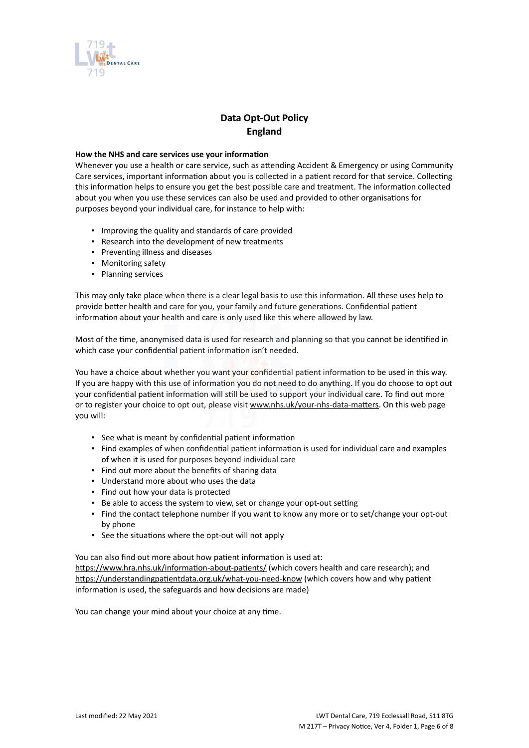# Data Opt-Out Policy
# England

**How the NHS and care services use your information**

Whenever you use a health or care service, such as attending Accident & Emergency or using Community Care services, important information about you is collected in a patient record for that service. Collecting this information helps to ensure you get the best possible care and treatment. The information collected about you when you use these services can also be used and provided to other organisations for purposes beyond your individual care, for instance to help with:

- Improving the quality and standards of care provided
- Research into the development of new treatments
- Preventing illness and diseases
- Monitoring safety
- Planning services

This may only take place when there is a clear legal basis to use this information. All these uses help to provide better health and care for you, your family and future generations. Confidential patient information about your health and care is only used like this where allowed by law.

Most of the time, anonymised data is used for research and planning so that you cannot be identified in which case your confidential patient information isn't needed.

You have a choice about whether you want your confidential patient information to be used in this way. If you are happy with this use of information you do not need to do anything. If you do choose to opt out your confidential patient information will still be used to support your individual care. To find out more or to register your choice to opt out, please visit www.nhs.uk/your-nhs-data-matters. On this web page you will:

- See what is meant by confidential patient information
- Find examples of when confidential patient information is used for individual care and examples of when it is used for purposes beyond individual care
- Find out more about the benefits of sharing data
- Understand more about who uses the data
- Find out how your data is protected
- Be able to access the system to view, set or change your opt-out setting
- Find the contact telephone number if you want to know any more or to set/change your opt-out by phone
- See the situations where the opt-out will not apply

You can also find out more about how patient information is used at:
https://www.hra.nhs.uk/information-about-patients/ (which covers health and care research); and https://understandingpatientdata.org.uk/what-you-need-know (which covers how and why patient information is used, the safeguards and how decisions are made)

You can change your mind about your choice at any time.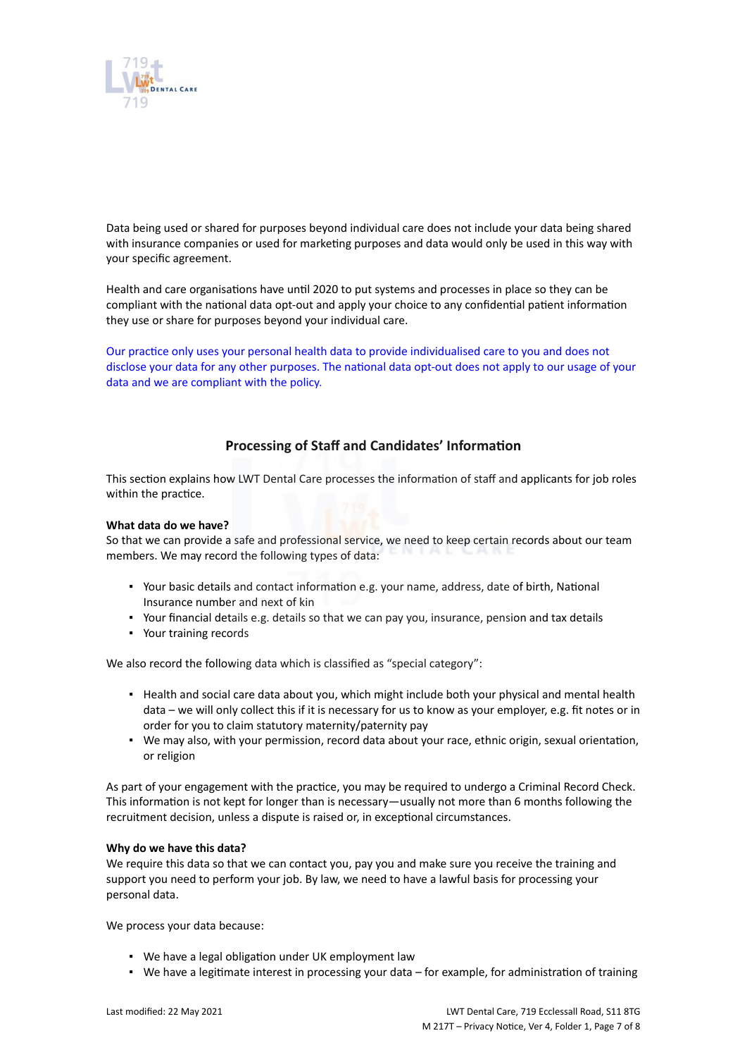Data being used or shared for purposes beyond individual care does not include your data being shared with insurance companies or used for marketing purposes and data would only be used in this way with your specific agreement.

Health and care organisations have until 2020 to put systems and processes in place so they can be compliant with the national data opt-out and apply your choice to any confidential patient information they use or share for purposes beyond your individual care.

Our practice only uses your personal health data to provide individualised care to you and does not disclose your data for any other purposes. The national data opt-out does not apply to our usage of your data and we are compliant with the policy.

## Processing of Staff and Candidates' Information

This section explains how LWT Dental Care processes the information of staff and applicants for job roles within the practice.

**What data do we have?**
So that we can provide a safe and professional service, we need to keep certain records about our team members. We may record the following types of data:

- Your basic details and contact information e.g. your name, address, date of birth, National Insurance number and next of kin
- Your financial details e.g. details so that we can pay you, insurance, pension and tax details
- Your training records

We also record the following data which is classified as "special category":

- Health and social care data about you, which might include both your physical and mental health data – we will only collect this if it is necessary for us to know as your employer, e.g. fit notes or in order for you to claim statutory maternity/paternity pay
- We may also, with your permission, record data about your race, ethnic origin, sexual orientation, or religion

As part of your engagement with the practice, you may be required to undergo a Criminal Record Check. This information is not kept for longer than is necessary—usually not more than 6 months following the recruitment decision, unless a dispute is raised or, in exceptional circumstances.

**Why do we have this data?**
We require this data so that we can contact you, pay you and make sure you receive the training and support you need to perform your job. By law, we need to have a lawful basis for processing your personal data.

We process your data because:

- We have a legal obligation under UK employment law
- We have a legitimate interest in processing your data – for example, for administration of training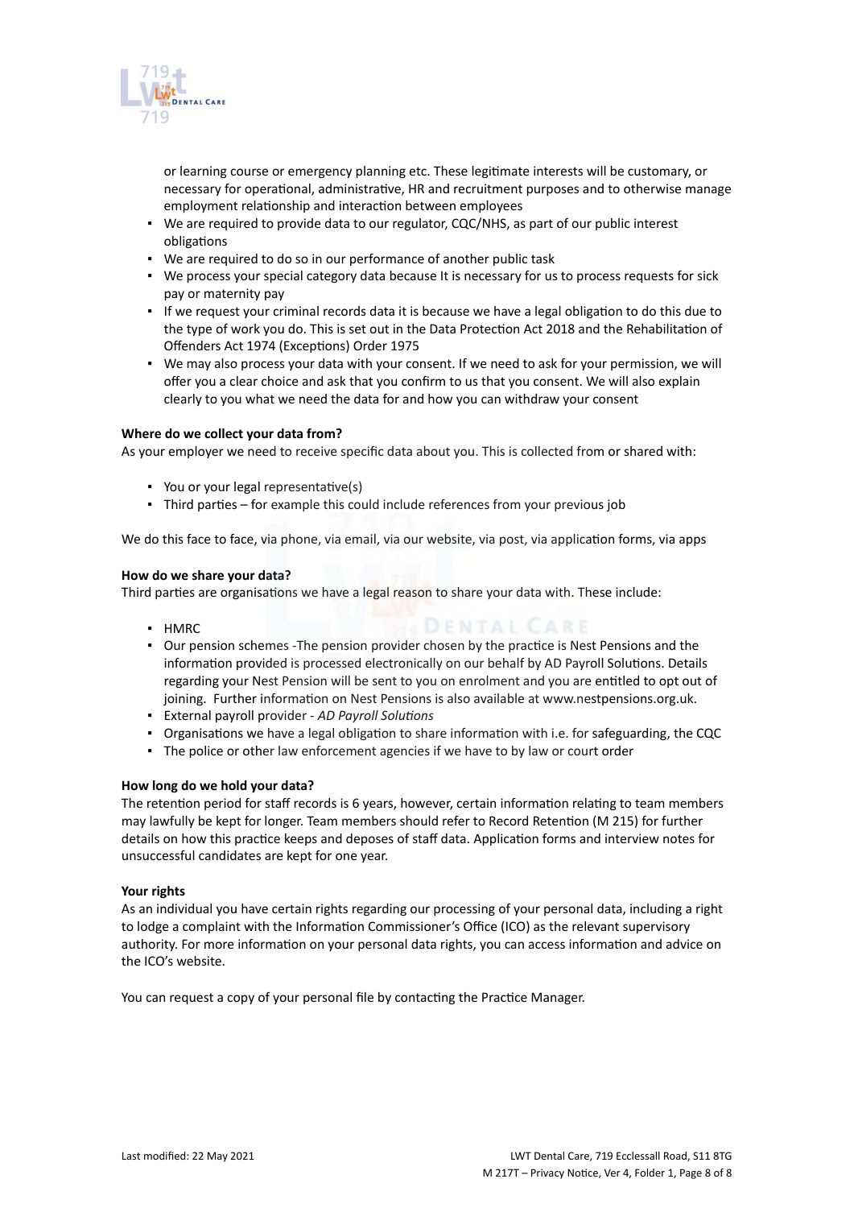or learning course or emergency planning etc. These legitimate interests will be customary, or necessary for operational, administrative, HR and recruitment purposes and to otherwise manage employment relationship and interaction between employees

- We are required to provide data to our regulator, CQC/NHS, as part of our public interest obligations
- We are required to do so in our performance of another public task
- We process your special category data because It is necessary for us to process requests for sick pay or maternity pay
- If we request your criminal records data it is because we have a legal obligation to do this due to the type of work you do. This is set out in the Data Protection Act 2018 and the Rehabilitation of Offenders Act 1974 (Exceptions) Order 1975
- We may also process your data with your consent. If we need to ask for your permission, we will offer you a clear choice and ask that you confirm to us that you consent. We will also explain clearly to you what we need the data for and how you can withdraw your consent

**Where do we collect your data from?**

As your employer we need to receive specific data about you. This is collected from or shared with:

- You or your legal representative(s)
- Third parties – for example this could include references from your previous job

We do this face to face, via phone, via email, via our website, via post, via application forms, via apps

**How do we share your data?**

Third parties are organisations we have a legal reason to share your data with. These include:

- HMRC
- Our pension schemes -The pension provider chosen by the practice is Nest Pensions and the information provided is processed electronically on our behalf by AD Payroll Solutions. Details regarding your Nest Pension will be sent to you on enrolment and you are entitled to opt out of joining. Further information on Nest Pensions is also available at www.nestpensions.org.uk.
- External payroll provider - *AD Payroll Solutions*
- Organisations we have a legal obligation to share information with i.e. for safeguarding, the CQC
- The police or other law enforcement agencies if we have to by law or court order

**How long do we hold your data?**

The retention period for staff records is 6 years, however, certain information relating to team members may lawfully be kept for longer. Team members should refer to Record Retention (M 215) for further details on how this practice keeps and deposes of staff data. Application forms and interview notes for unsuccessful candidates are kept for one year.

**Your rights**

As an individual you have certain rights regarding our processing of your personal data, including a right to lodge a complaint with the Information Commissioner's Office (ICO) as the relevant supervisory authority. For more information on your personal data rights, you can access information and advice on the ICO's website.

You can request a copy of your personal file by contacting the Practice Manager.